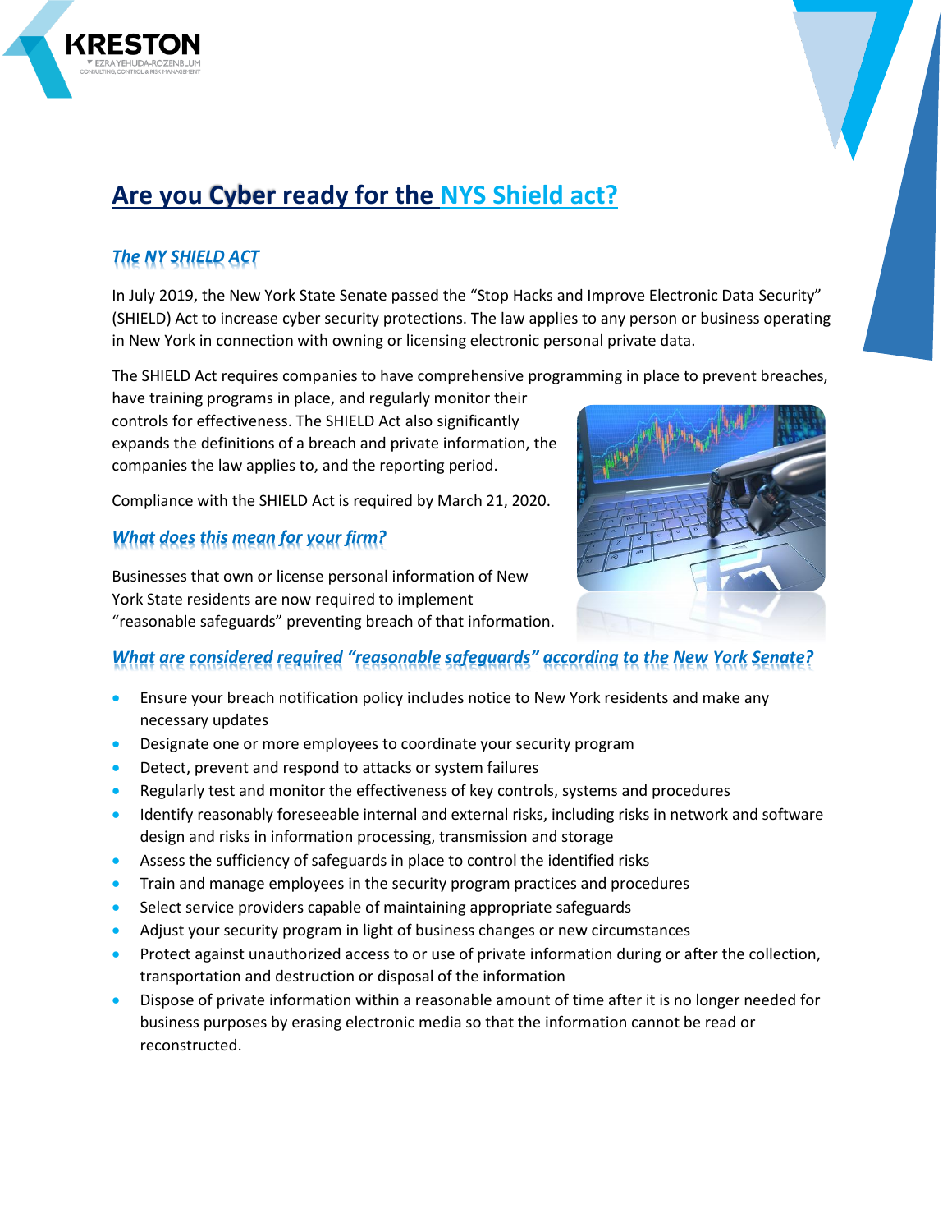# Are you Cyber ready for the NYS Shield act?

## *The NY SHIELD ACT*

In July 2019, the New York State Senate passed the "Stop Hacks and Improve Electronic Data Security" (SHIELD) Act to increase cyber security protections. The law applies to any person or business operating in New York in connection with owning or licensing electronic personal private data.

The SHIELD Act requires companies to have comprehensive programming in place to prevent breaches, have training programs in place, and regularly monitor their controls for effectiveness. The SHIELD Act also significantly expands the definitions of a breach and private information, the companies the law applies to, and the reporting period.

Compliance with the SHIELD Act is required by March 21, 2020.

## *What does this mean for your firm?*

Businesses that own or license personal information of New York State residents are now required to implement "reasonable safeguards" preventing breach of that information.

## *What are considered required "reasonable safeguards" according to the New York Senate?*

- Ensure your breach notification policy includes notice to New York residents and make any necessary updates
- Designate one or more employees to coordinate your security program
- Detect, prevent and respond to attacks or system failures
- Regularly test and monitor the effectiveness of key controls, systems and procedures
- Identify reasonably foreseeable internal and external risks, including risks in network and software design and risks in information processing, transmission and storage
- Assess the sufficiency of safeguards in place to control the identified risks
- Train and manage employees in the security program practices and procedures
- Select service providers capable of maintaining appropriate safeguards
- Adjust your security program in light of business changes or new circumstances
- Protect against unauthorized access to or use of private information during or after the collection, transportation and destruction or disposal of the information
- Dispose of private information within a reasonable amount of time after it is no longer needed for business purposes by erasing electronic media so that the information cannot be read or reconstructed.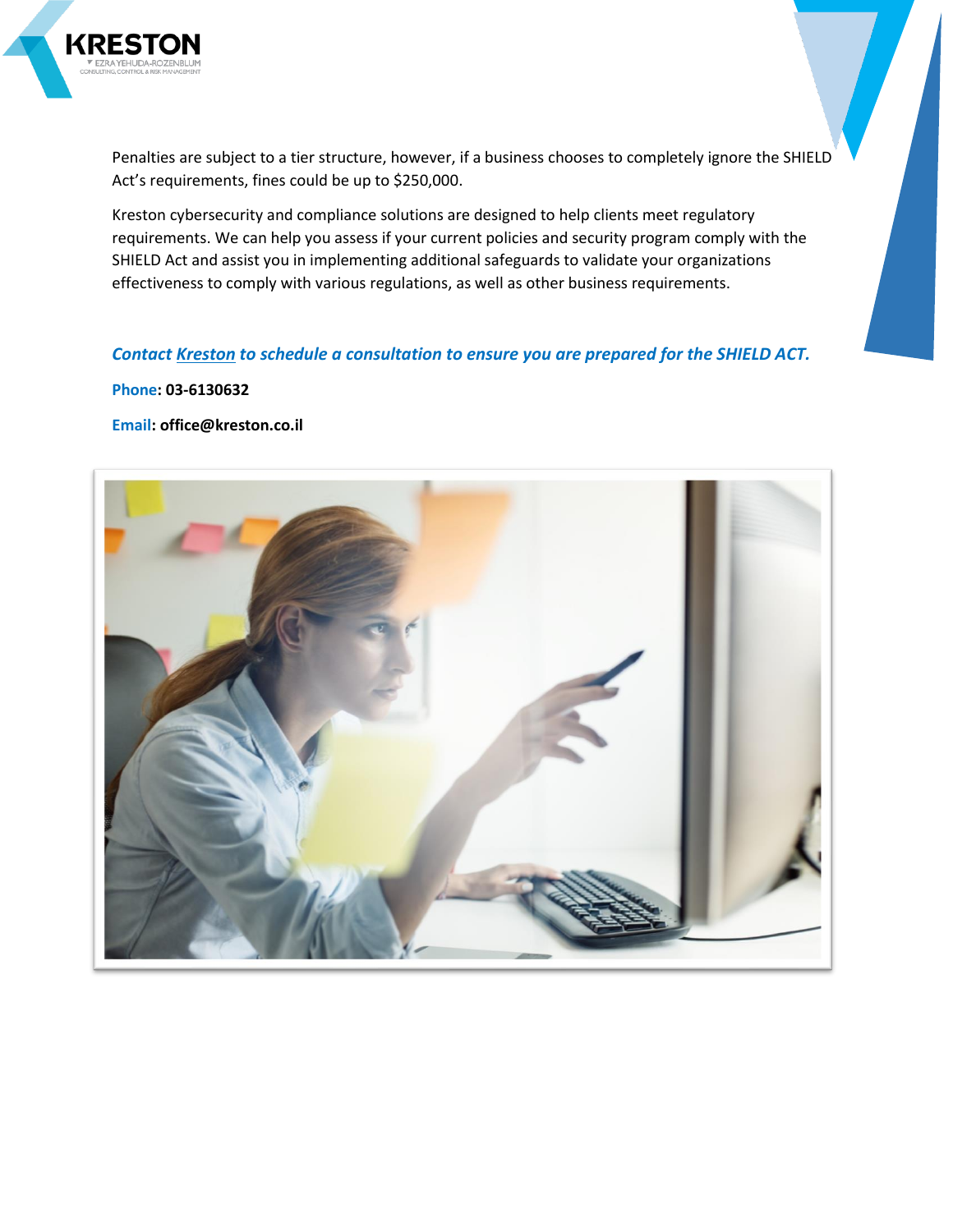Penalties are subject to a tier structure, however, if a business chooses to completely ignore the SHIELD Act's requirements, fines could be up to $250,000.

Kreston cybersecurity and compliance solutions are designed to help clients meet regulatory requirements. We can help you assess if your current policies and security program comply with the SHIELD Act and assist you in implementing additional safeguards to validate your organizations effectiveness to comply with various regulations, as well as other business requirements.

***Contact Kreston to schedule a consultation to ensure you are prepared for the SHIELD ACT.***

**Phone: 03-6130632**

**Email: office@kreston.co.il**